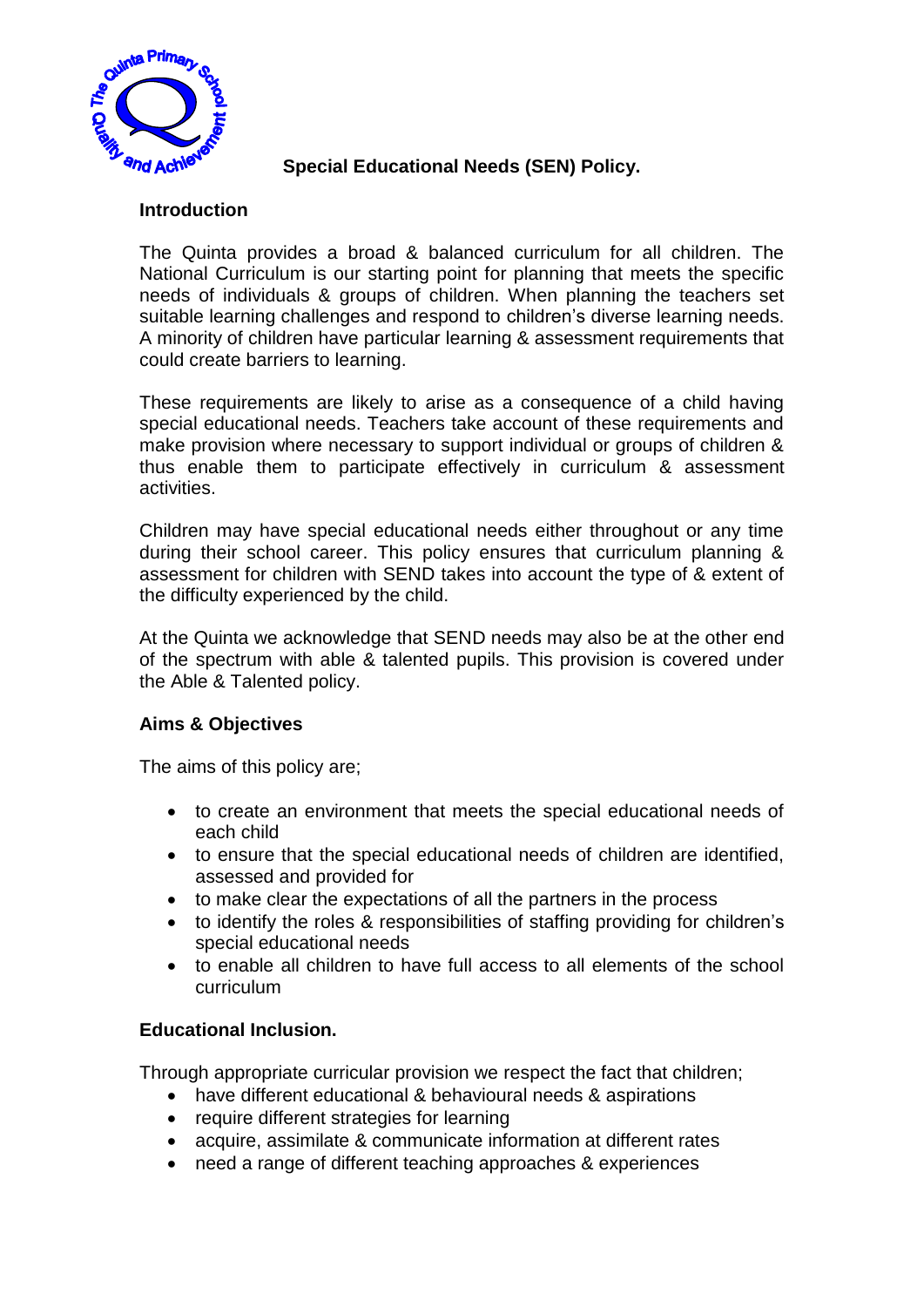# Special Educational Needs (SEN) Policy.

## Introduction

The Quinta provides a broad & balanced curriculum for all children. The National Curriculum is our starting point for planning that meets the specific needs of individuals & groups of children. When planning the teachers set suitable learning challenges and respond to children's diverse learning needs. A minority of children have particular learning & assessment requirements that could create barriers to learning.

These requirements are likely to arise as a consequence of a child having special educational needs. Teachers take account of these requirements and make provision where necessary to support individual or groups of children & thus enable them to participate effectively in curriculum & assessment activities.

Children may have special educational needs either throughout or any time during their school career. This policy ensures that curriculum planning & assessment for children with SEND takes into account the type of & extent of the difficulty experienced by the child.

At the Quinta we acknowledge that SEND needs may also be at the other end of the spectrum with able & talented pupils. This provision is covered under the Able & Talented policy.

## Aims & Objectives

The aims of this policy are;

- to create an environment that meets the special educational needs of each child
- to ensure that the special educational needs of children are identified, assessed and provided for
- to make clear the expectations of all the partners in the process
- to identify the roles & responsibilities of staffing providing for children's special educational needs
- to enable all children to have full access to all elements of the school curriculum

## Educational Inclusion.

Through appropriate curricular provision we respect the fact that children;

- have different educational & behavioural needs & aspirations
- require different strategies for learning
- acquire, assimilate & communicate information at different rates
- need a range of different teaching approaches & experiences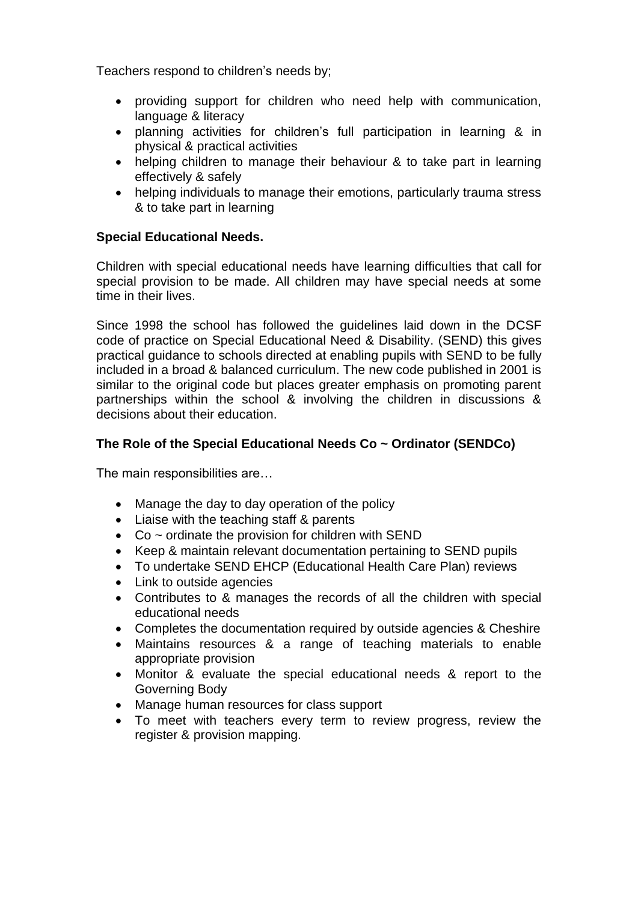Teachers respond to children's needs by;

- providing support for children who need help with communication, language & literacy
- planning activities for children's full participation in learning & in physical & practical activities
- helping children to manage their behaviour & to take part in learning effectively & safely
- helping individuals to manage their emotions, particularly trauma stress & to take part in learning

**Special Educational Needs.**

Children with special educational needs have learning difficulties that call for special provision to be made. All children may have special needs at some time in their lives.

Since 1998 the school has followed the guidelines laid down in the DCSF code of practice on Special Educational Need & Disability. (SEND) this gives practical guidance to schools directed at enabling pupils with SEND to be fully included in a broad & balanced curriculum. The new code published in 2001 is similar to the original code but places greater emphasis on promoting parent partnerships within the school & involving the children in discussions & decisions about their education.

**The Role of the Special Educational Needs Co ~ Ordinator (SENDCo)**

The main responsibilities are…

- Manage the day to day operation of the policy
- Liaise with the teaching staff & parents
- Co ~ ordinate the provision for children with SEND
- Keep & maintain relevant documentation pertaining to SEND pupils
- To undertake SEND EHCP (Educational Health Care Plan) reviews
- Link to outside agencies
- Contributes to & manages the records of all the children with special educational needs
- Completes the documentation required by outside agencies & Cheshire
- Maintains resources & a range of teaching materials to enable appropriate provision
- Monitor & evaluate the special educational needs & report to the Governing Body
- Manage human resources for class support
- To meet with teachers every term to review progress, review the register & provision mapping.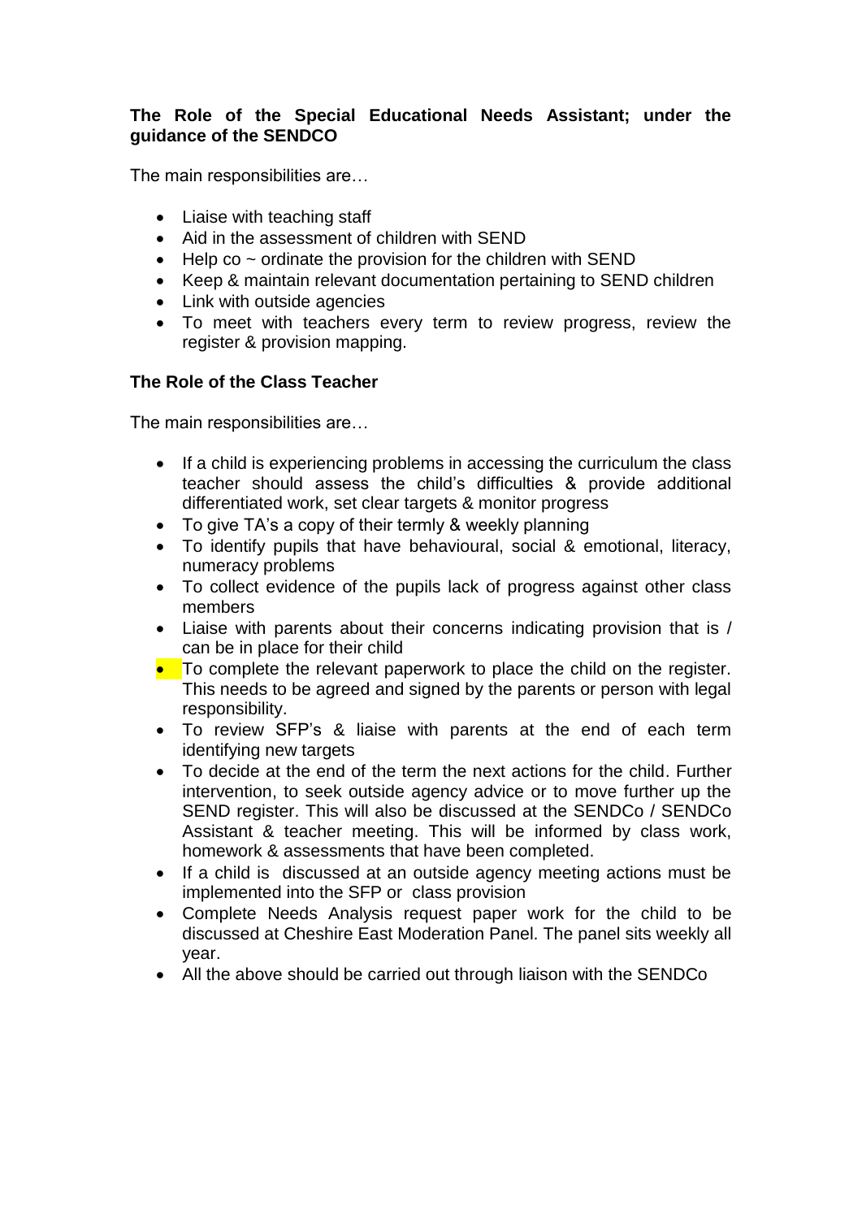**The Role of the Special Educational Needs Assistant; under the guidance of the SENDCO**

The main responsibilities are…

- Liaise with teaching staff
- Aid in the assessment of children with SEND
- Help co ~ ordinate the provision for the children with SEND
- Keep & maintain relevant documentation pertaining to SEND children
- Link with outside agencies
- To meet with teachers every term to review progress, review the register & provision mapping.

**The Role of the Class Teacher**

The main responsibilities are…

- If a child is experiencing problems in accessing the curriculum the class teacher should assess the child's difficulties & provide additional differentiated work, set clear targets & monitor progress
- To give TA's a copy of their termly & weekly planning
- To identify pupils that have behavioural, social & emotional, literacy, numeracy problems
- To collect evidence of the pupils lack of progress against other class members
- Liaise with parents about their concerns indicating provision that is / can be in place for their child
- To complete the relevant paperwork to place the child on the register. This needs to be agreed and signed by the parents or person with legal responsibility.
- To review SFP's & liaise with parents at the end of each term identifying new targets
- To decide at the end of the term the next actions for the child. Further intervention, to seek outside agency advice or to move further up the SEND register. This will also be discussed at the SENDCo / SENDCo Assistant & teacher meeting. This will be informed by class work, homework & assessments that have been completed.
- If a child is discussed at an outside agency meeting actions must be implemented into the SFP or class provision
- Complete Needs Analysis request paper work for the child to be discussed at Cheshire East Moderation Panel. The panel sits weekly all year.
- All the above should be carried out through liaison with the SENDCo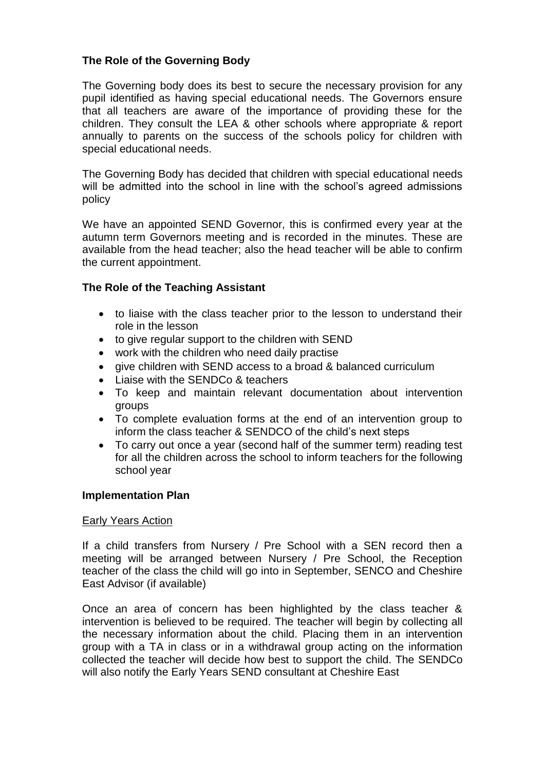**The Role of the Governing Body**

The Governing body does its best to secure the necessary provision for any pupil identified as having special educational needs. The Governors ensure that all teachers are aware of the importance of providing these for the children. They consult the LEA & other schools where appropriate & report annually to parents on the success of the schools policy for children with special educational needs.

The Governing Body has decided that children with special educational needs will be admitted into the school in line with the school's agreed admissions policy

We have an appointed SEND Governor, this is confirmed every year at the autumn term Governors meeting and is recorded in the minutes. These are available from the head teacher; also the head teacher will be able to confirm the current appointment.

**The Role of the Teaching Assistant**

- to liaise with the class teacher prior to the lesson to understand their role in the lesson
- to give regular support to the children with SEND
- work with the children who need daily practise
- give children with SEND access to a broad & balanced curriculum
- Liaise with the SENDCo & teachers
- To keep and maintain relevant documentation about intervention groups
- To complete evaluation forms at the end of an intervention group to inform the class teacher & SENDCO of the child's next steps
- To carry out once a year (second half of the summer term) reading test for all the children across the school to inform teachers for the following school year

**Implementation Plan**

Early Years Action

If a child transfers from Nursery / Pre School with a SEN record then a meeting will be arranged between Nursery / Pre School, the Reception teacher of the class the child will go into in September, SENCO and Cheshire East Advisor (if available)

Once an area of concern has been highlighted by the class teacher & intervention is believed to be required. The teacher will begin by collecting all the necessary information about the child. Placing them in an intervention group with a TA in class or in a withdrawal group acting on the information collected the teacher will decide how best to support the child. The SENDCo will also notify the Early Years SEND consultant at Cheshire East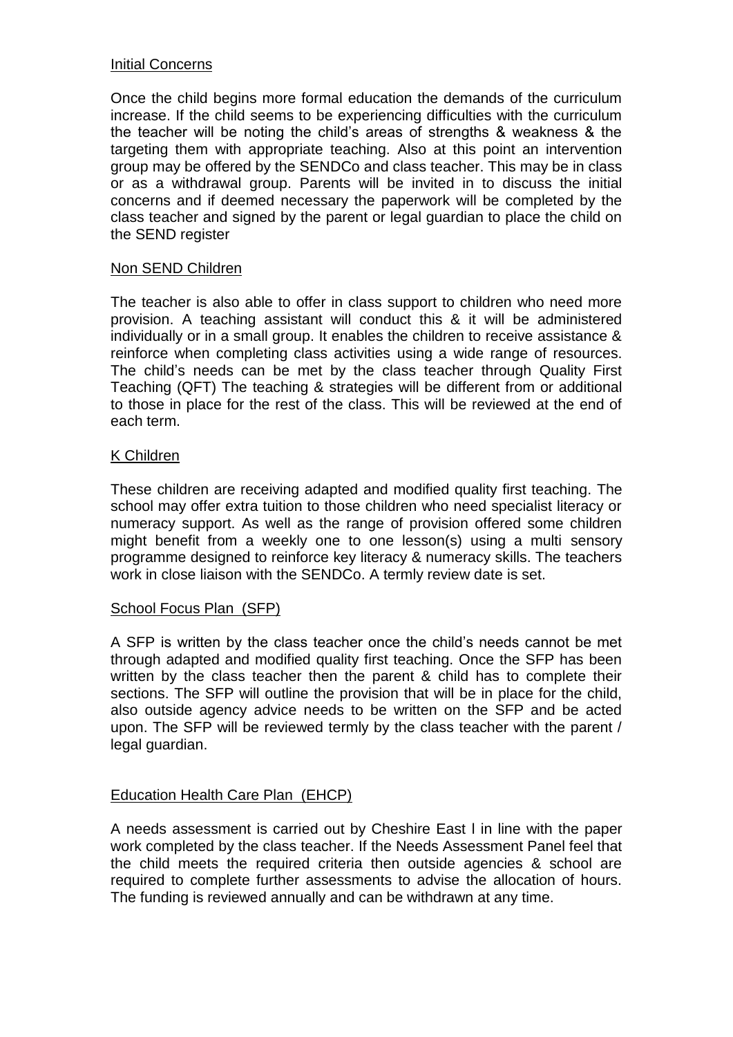## Initial Concerns

Once the child begins more formal education the demands of the curriculum increase. If the child seems to be experiencing difficulties with the curriculum the teacher will be noting the child's areas of strengths & weakness & the targeting them with appropriate teaching. Also at this point an intervention group may be offered by the SENDCo and class teacher. This may be in class or as a withdrawal group. Parents will be invited in to discuss the initial concerns and if deemed necessary the paperwork will be completed by the class teacher and signed by the parent or legal guardian to place the child on the SEND register

## Non SEND Children

The teacher is also able to offer in class support to children who need more provision. A teaching assistant will conduct this & it will be administered individually or in a small group. It enables the children to receive assistance & reinforce when completing class activities using a wide range of resources. The child's needs can be met by the class teacher through Quality First Teaching (QFT) The teaching & strategies will be different from or additional to those in place for the rest of the class. This will be reviewed at the end of each term.

## K Children

These children are receiving adapted and modified quality first teaching. The school may offer extra tuition to those children who need specialist literacy or numeracy support. As well as the range of provision offered some children might benefit from a weekly one to one lesson(s) using a multi sensory programme designed to reinforce key literacy & numeracy skills. The teachers work in close liaison with the SENDCo. A termly review date is set.

## School Focus Plan (SFP)

A SFP is written by the class teacher once the child's needs cannot be met through adapted and modified quality first teaching. Once the SFP has been written by the class teacher then the parent & child has to complete their sections. The SFP will outline the provision that will be in place for the child, also outside agency advice needs to be written on the SFP and be acted upon. The SFP will be reviewed termly by the class teacher with the parent / legal guardian.

## Education Health Care Plan (EHCP)

A needs assessment is carried out by Cheshire East l in line with the paper work completed by the class teacher. If the Needs Assessment Panel feel that the child meets the required criteria then outside agencies & school are required to complete further assessments to advise the allocation of hours. The funding is reviewed annually and can be withdrawn at any time.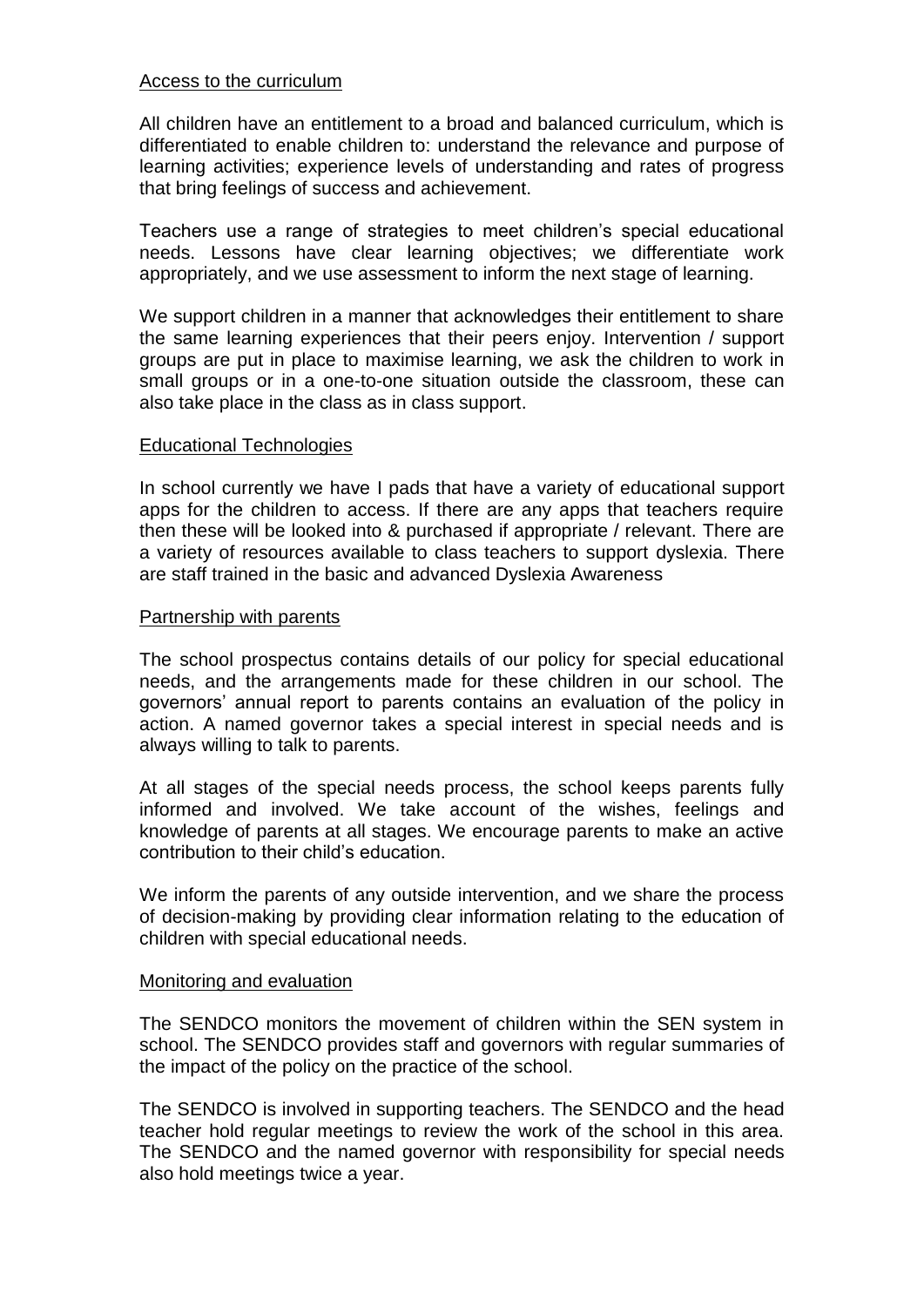Access to the curriculum

All children have an entitlement to a broad and balanced curriculum, which is differentiated to enable children to: understand the relevance and purpose of learning activities; experience levels of understanding and rates of progress that bring feelings of success and achievement.

Teachers use a range of strategies to meet children's special educational needs. Lessons have clear learning objectives; we differentiate work appropriately, and we use assessment to inform the next stage of learning.

We support children in a manner that acknowledges their entitlement to share the same learning experiences that their peers enjoy. Intervention / support groups are put in place to maximise learning, we ask the children to work in small groups or in a one-to-one situation outside the classroom, these can also take place in the class as in class support.

Educational Technologies

In school currently we have I pads that have a variety of educational support apps for the children to access. If there are any apps that teachers require then these will be looked into & purchased if appropriate / relevant. There are a variety of resources available to class teachers to support dyslexia. There are staff trained in the basic and advanced Dyslexia Awareness

Partnership with parents

The school prospectus contains details of our policy for special educational needs, and the arrangements made for these children in our school. The governors' annual report to parents contains an evaluation of the policy in action. A named governor takes a special interest in special needs and is always willing to talk to parents.

At all stages of the special needs process, the school keeps parents fully informed and involved. We take account of the wishes, feelings and knowledge of parents at all stages. We encourage parents to make an active contribution to their child's education.

We inform the parents of any outside intervention, and we share the process of decision-making by providing clear information relating to the education of children with special educational needs.

Monitoring and evaluation

The SENDCO monitors the movement of children within the SEN system in school. The SENDCO provides staff and governors with regular summaries of the impact of the policy on the practice of the school.

The SENDCO is involved in supporting teachers. The SENDCO and the head teacher hold regular meetings to review the work of the school in this area. The SENDCO and the named governor with responsibility for special needs also hold meetings twice a year.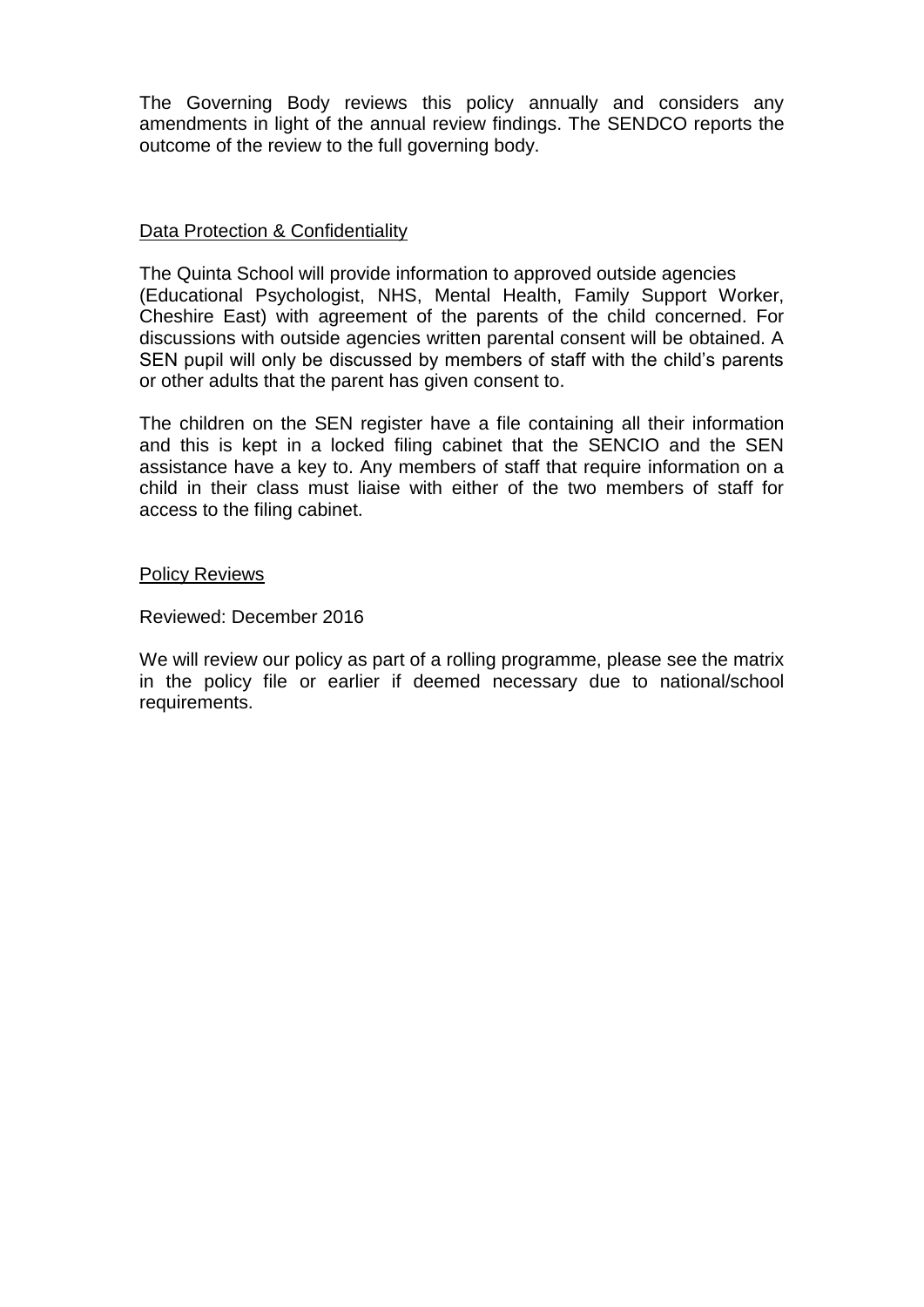The Governing Body reviews this policy annually and considers any amendments in light of the annual review findings. The SENDCO reports the outcome of the review to the full governing body.

## Data Protection & Confidentiality

The Quinta School will provide information to approved outside agencies (Educational Psychologist, NHS, Mental Health, Family Support Worker, Cheshire East) with agreement of the parents of the child concerned. For discussions with outside agencies written parental consent will be obtained. A SEN pupil will only be discussed by members of staff with the child's parents or other adults that the parent has given consent to.

The children on the SEN register have a file containing all their information and this is kept in a locked filing cabinet that the SENCIO and the SEN assistance have a key to. Any members of staff that require information on a child in their class must liaise with either of the two members of staff for access to the filing cabinet.

## Policy Reviews

Reviewed: December 2016

We will review our policy as part of a rolling programme, please see the matrix in the policy file or earlier if deemed necessary due to national/school requirements.